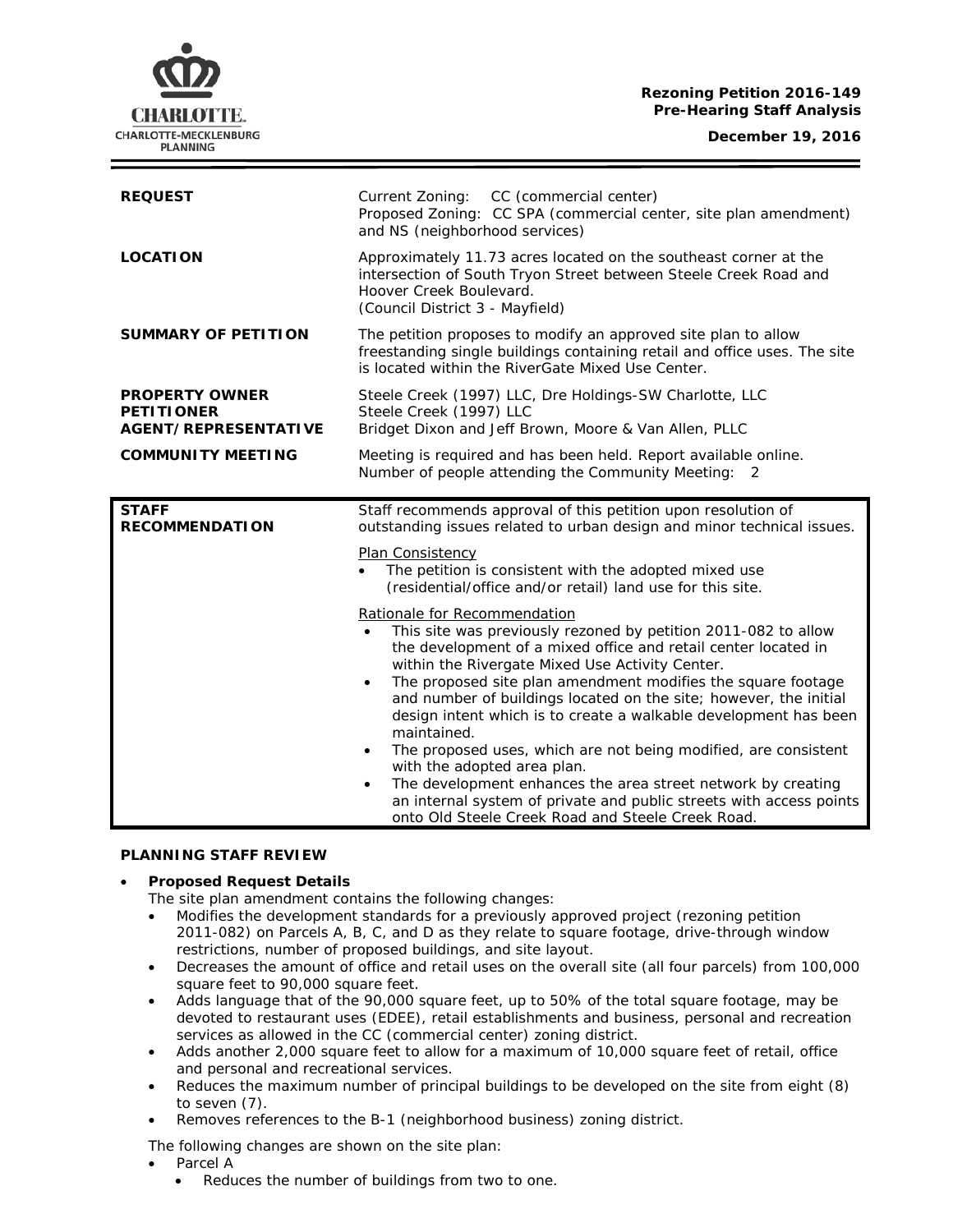**Rezoning Petition 2016-149**
**Pre-Hearing Staff Analysis**

**December 19, 2016**

| | |
|---|---|
| **REQUEST** | Current Zoning: CC (commercial center)<br>Proposed Zoning: CC SPA (commercial center, site plan amendment) and NS (neighborhood services) |
| **LOCATION** | Approximately 11.73 acres located on the southeast corner at the intersection of South Tryon Street between Steele Creek Road and Hoover Creek Boulevard.<br>(Council District 3 - Mayfield) |
| **SUMMARY OF PETITION** | The petition proposes to modify an approved site plan to allow freestanding single buildings containing retail and office uses. The site is located within the RiverGate Mixed Use Center. |
| **PROPERTY OWNER**<br>**PETITIONER**<br>**AGENT/REPRESENTATIVE** | Steele Creek (1997) LLC, Dre Holdings-SW Charlotte, LLC<br>Steele Creek (1997) LLC<br>Bridget Dixon and Jeff Brown, Moore & Van Allen, PLLC |
| **COMMUNITY MEETING** | Meeting is required and has been held. Report available online.<br>Number of people attending the Community Meeting: 2 |

| | |
|---|---|
| **STAFF RECOMMENDATION** | Staff recommends approval of this petition upon resolution of outstanding issues related to urban design and minor technical issues.<br><br>Plan Consistency<br>• The petition is consistent with the adopted mixed use (residential/office and/or retail) land use for this site.<br><br>Rationale for Recommendation<br>• This site was previously rezoned by petition 2011-082 to allow the development of a mixed office and retail center located in within the Rivergate Mixed Use Activity Center.<br>• The proposed site plan amendment modifies the square footage and number of buildings located on the site; however, the initial design intent which is to create a walkable development has been maintained.<br>• The proposed uses, which are not being modified, are consistent with the adopted area plan.<br>• The development enhances the area street network by creating an internal system of private and public streets with access points onto Old Steele Creek Road and Steele Creek Road. |

**PLANNING STAFF REVIEW**

- **Proposed Request Details**

  The site plan amendment contains the following changes:
  - Modifies the development standards for a previously approved project (rezoning petition 2011-082) on Parcels A, B, C, and D as they relate to square footage, drive-through window restrictions, number of proposed buildings, and site layout.
  - Decreases the amount of office and retail uses on the overall site (all four parcels) from 100,000 square feet to 90,000 square feet.
  - Adds language that of the 90,000 square feet, up to 50% of the total square footage, may be devoted to restaurant uses (EDEE), retail establishments and business, personal and recreation services as allowed in the CC (commercial center) zoning district.
  - Adds another 2,000 square feet to allow for a maximum of 10,000 square feet of retail, office and personal and recreational services.
  - Reduces the maximum number of principal buildings to be developed on the site from eight (8) to seven (7).
  - Removes references to the B-1 (neighborhood business) zoning district.

  The following changes are shown on the site plan:
  - Parcel A
    - Reduces the number of buildings from two to one.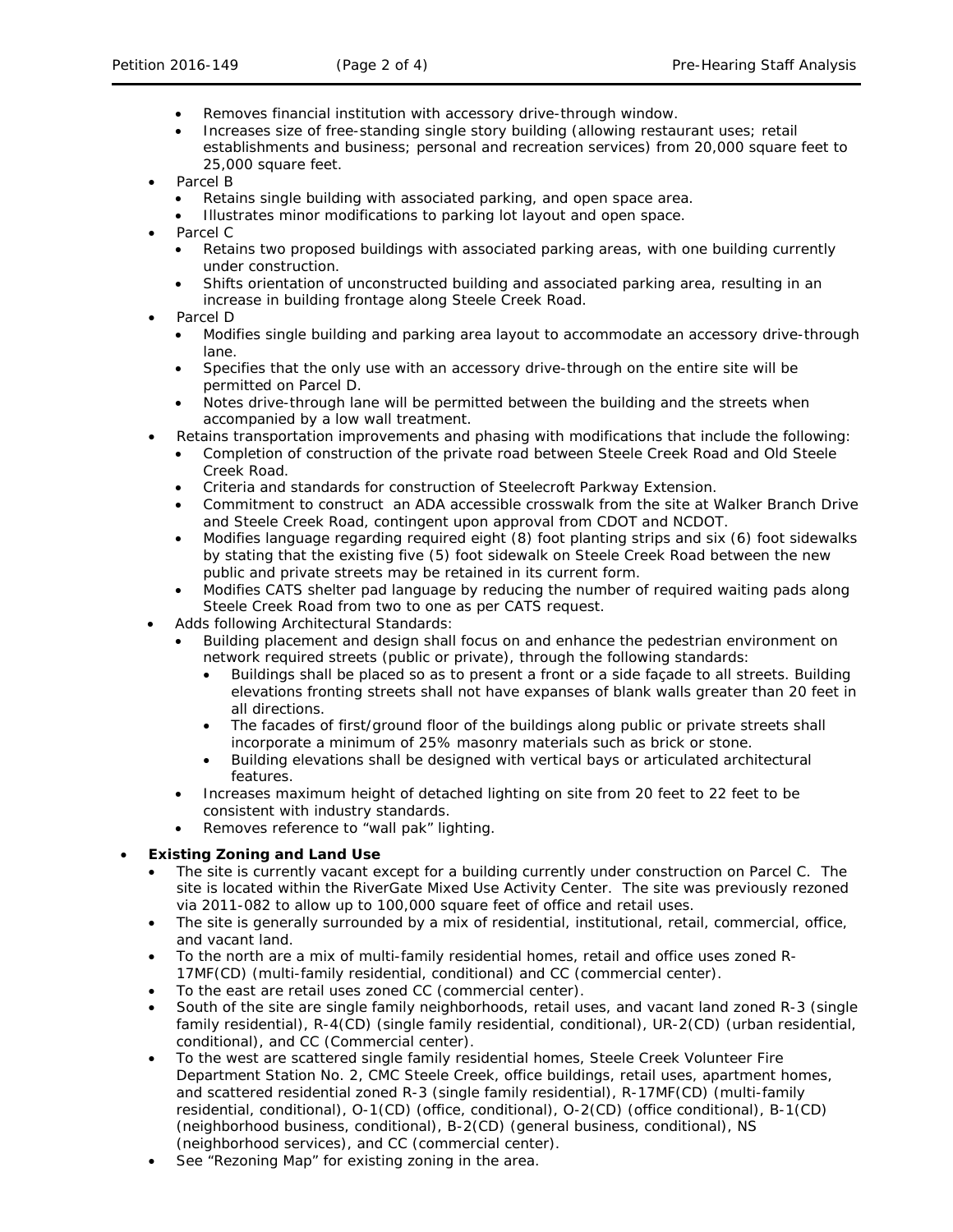- Removes financial institution with accessory drive-through window.
- Increases size of free-standing single story building (allowing restaurant uses; retail establishments and business; personal and recreation services) from 20,000 square feet to 25,000 square feet.
- Parcel B
  - Retains single building with associated parking, and open space area.
  - Illustrates minor modifications to parking lot layout and open space.
- Parcel C
  - Retains two proposed buildings with associated parking areas, with one building currently under construction.
  - Shifts orientation of unconstructed building and associated parking area, resulting in an increase in building frontage along Steele Creek Road.
- Parcel D
  - Modifies single building and parking area layout to accommodate an accessory drive-through lane.
  - Specifies that the only use with an accessory drive-through on the entire site will be permitted on Parcel D.
  - Notes drive-through lane will be permitted between the building and the streets when accompanied by a low wall treatment.
- Retains transportation improvements and phasing with modifications that include the following:
  - Completion of construction of the private road between Steele Creek Road and Old Steele Creek Road.
  - Criteria and standards for construction of Steelecroft Parkway Extension.
  - Commitment to construct an ADA accessible crosswalk from the site at Walker Branch Drive and Steele Creek Road, contingent upon approval from CDOT and NCDOT.
  - Modifies language regarding required eight (8) foot planting strips and six (6) foot sidewalks by stating that the existing five (5) foot sidewalk on Steele Creek Road between the new public and private streets may be retained in its current form.
  - Modifies CATS shelter pad language by reducing the number of required waiting pads along Steele Creek Road from two to one as per CATS request.
- Adds following Architectural Standards:
  - Building placement and design shall focus on and enhance the pedestrian environment on network required streets (public or private), through the following standards:
    - Buildings shall be placed so as to present a front or a side façade to all streets. Building elevations fronting streets shall not have expanses of blank walls greater than 20 feet in all directions.
    - The facades of first/ground floor of the buildings along public or private streets shall incorporate a minimum of 25% masonry materials such as brick or stone.
    - Building elevations shall be designed with vertical bays or articulated architectural features.
  - Increases maximum height of detached lighting on site from 20 feet to 22 feet to be consistent with industry standards.
  - Removes reference to “wall pak” lighting.

- **Existing Zoning and Land Use**
  - The site is currently vacant except for a building currently under construction on Parcel C. The site is located within the RiverGate Mixed Use Activity Center. The site was previously rezoned via 2011-082 to allow up to 100,000 square feet of office and retail uses.
  - The site is generally surrounded by a mix of residential, institutional, retail, commercial, office, and vacant land.
  - To the north are a mix of multi-family residential homes, retail and office uses zoned R-17MF(CD) (multi-family residential, conditional) and CC (commercial center).
  - To the east are retail uses zoned CC (commercial center).
  - South of the site are single family neighborhoods, retail uses, and vacant land zoned R-3 (single family residential), R-4(CD) (single family residential, conditional), UR-2(CD) (urban residential, conditional), and CC (Commercial center).
  - To the west are scattered single family residential homes, Steele Creek Volunteer Fire Department Station No. 2, CMC Steele Creek, office buildings, retail uses, apartment homes, and scattered residential zoned R-3 (single family residential), R-17MF(CD) (multi-family residential, conditional), O-1(CD) (office, conditional), O-2(CD) (office conditional), B-1(CD) (neighborhood business, conditional), B-2(CD) (general business, conditional), NS (neighborhood services), and CC (commercial center).
  - See “Rezoning Map” for existing zoning in the area.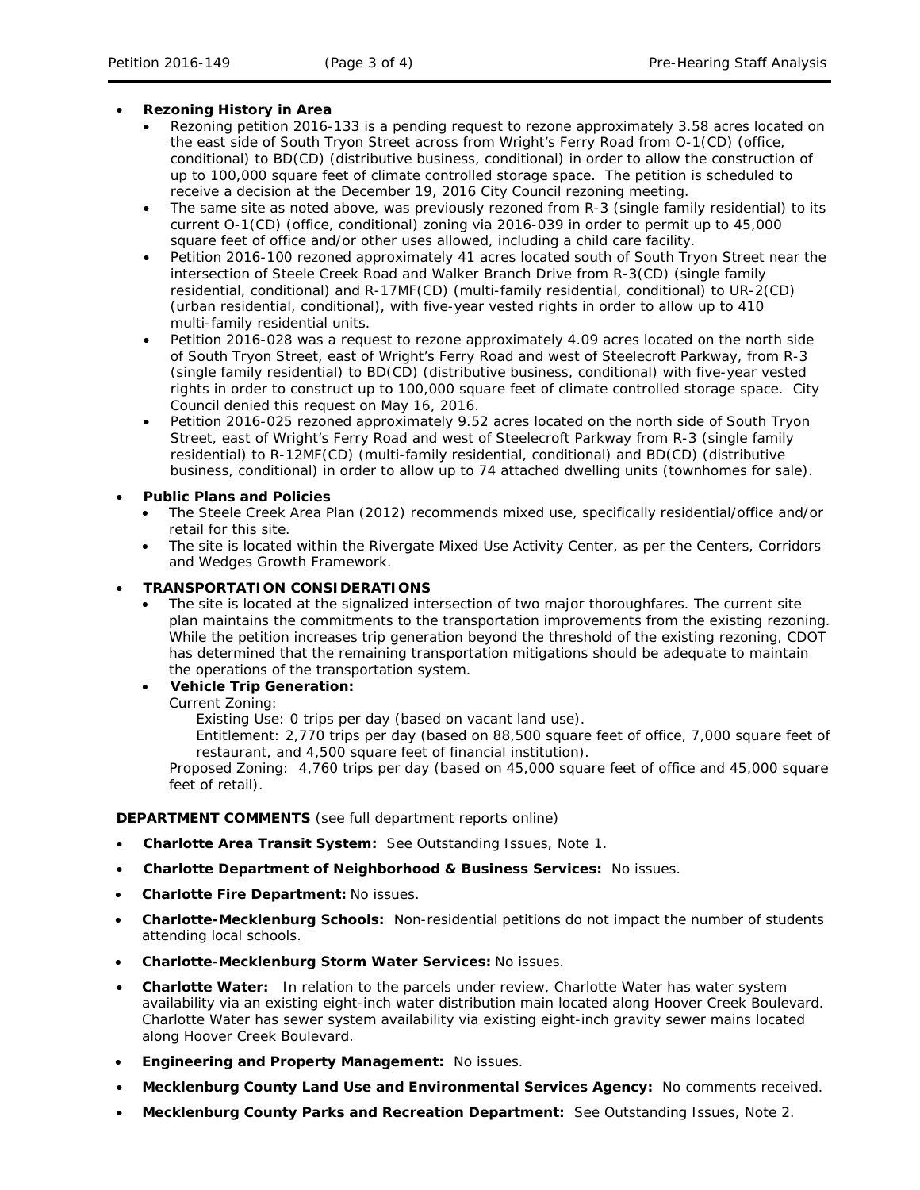- **Rezoning History in Area**
  - Rezoning petition 2016-133 is a pending request to rezone approximately 3.58 acres located on the east side of South Tryon Street across from Wright's Ferry Road from O-1(CD) (office, conditional) to BD(CD) (distributive business, conditional) in order to allow the construction of up to 100,000 square feet of climate controlled storage space. The petition is scheduled to receive a decision at the December 19, 2016 City Council rezoning meeting.
  - The same site as noted above, was previously rezoned from R-3 (single family residential) to its current O-1(CD) (office, conditional) zoning via 2016-039 in order to permit up to 45,000 square feet of office and/or other uses allowed, including a child care facility.
  - Petition 2016-100 rezoned approximately 41 acres located south of South Tryon Street near the intersection of Steele Creek Road and Walker Branch Drive from R-3(CD) (single family residential, conditional) and R-17MF(CD) (multi-family residential, conditional) to UR-2(CD) (urban residential, conditional), with five-year vested rights in order to allow up to 410 multi-family residential units.
  - Petition 2016-028 was a request to rezone approximately 4.09 acres located on the north side of South Tryon Street, east of Wright's Ferry Road and west of Steelecroft Parkway, from R-3 (single family residential) to BD(CD) (distributive business, conditional) with five-year vested rights in order to construct up to 100,000 square feet of climate controlled storage space. City Council denied this request on May 16, 2016.
  - Petition 2016-025 rezoned approximately 9.52 acres located on the north side of South Tryon Street, east of Wright's Ferry Road and west of Steelecroft Parkway from R-3 (single family residential) to R-12MF(CD) (multi-family residential, conditional) and BD(CD) (distributive business, conditional) in order to allow up to 74 attached dwelling units (townhomes for sale).
- **Public Plans and Policies**
  - The Steele Creek Area Plan (2012) recommends mixed use, specifically residential/office and/or retail for this site.
  - The site is located within the Rivergate Mixed Use Activity Center, as per the Centers, Corridors and Wedges Growth Framework.
- **TRANSPORTATION CONSIDERATIONS**
  - The site is located at the signalized intersection of two major thoroughfares. The current site plan maintains the commitments to the transportation improvements from the existing rezoning. While the petition increases trip generation beyond the threshold of the existing rezoning, CDOT has determined that the remaining transportation mitigations should be adequate to maintain the operations of the transportation system.
  - **Vehicle Trip Generation:**

    Current Zoning:

    Existing Use: 0 trips per day (based on vacant land use).

    Entitlement: 2,770 trips per day (based on 88,500 square feet of office, 7,000 square feet of restaurant, and 4,500 square feet of financial institution).

    Proposed Zoning: 4,760 trips per day (based on 45,000 square feet of office and 45,000 square feet of retail).

**DEPARTMENT COMMENTS** (see full department reports online)

- **Charlotte Area Transit System:** See Outstanding Issues, Note 1.
- **Charlotte Department of Neighborhood & Business Services:** No issues.
- **Charlotte Fire Department:** No issues.
- **Charlotte-Mecklenburg Schools:** Non-residential petitions do not impact the number of students attending local schools.
- **Charlotte-Mecklenburg Storm Water Services:** No issues.
- **Charlotte Water:** In relation to the parcels under review, Charlotte Water has water system availability via an existing eight-inch water distribution main located along Hoover Creek Boulevard. Charlotte Water has sewer system availability via existing eight-inch gravity sewer mains located along Hoover Creek Boulevard.
- **Engineering and Property Management:** No issues.
- **Mecklenburg County Land Use and Environmental Services Agency:** No comments received.
- **Mecklenburg County Parks and Recreation Department:** See Outstanding Issues, Note 2.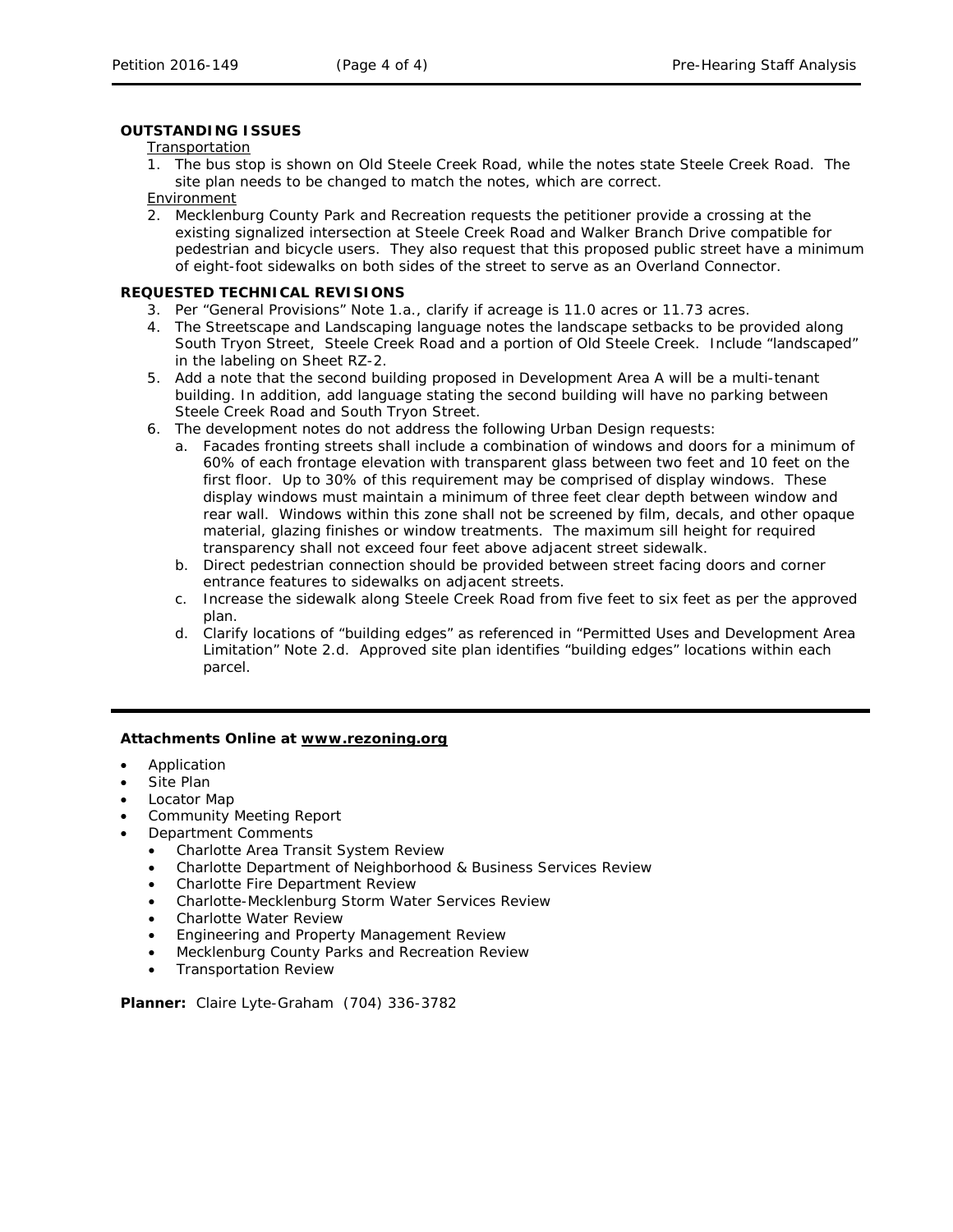**OUTSTANDING ISSUES**

Transportation

1. The bus stop is shown on Old Steele Creek Road, while the notes state Steele Creek Road. The site plan needs to be changed to match the notes, which are correct.

Environment

2. Mecklenburg County Park and Recreation requests the petitioner provide a crossing at the existing signalized intersection at Steele Creek Road and Walker Branch Drive compatible for pedestrian and bicycle users. They also request that this proposed public street have a minimum of eight-foot sidewalks on both sides of the street to serve as an Overland Connector.

**REQUESTED TECHNICAL REVISIONS**

3. Per "General Provisions" Note 1.a., clarify if acreage is 11.0 acres or 11.73 acres.
4. The Streetscape and Landscaping language notes the landscape setbacks to be provided along South Tryon Street, Steele Creek Road and a portion of Old Steele Creek. Include "landscaped" in the labeling on Sheet RZ-2.
5. Add a note that the second building proposed in Development Area A will be a multi-tenant building. In addition, add language stating the second building will have no parking between Steele Creek Road and South Tryon Street.
6. The development notes do not address the following Urban Design requests:
   a. Facades fronting streets shall include a combination of windows and doors for a minimum of 60% of each frontage elevation with transparent glass between two feet and 10 feet on the first floor. Up to 30% of this requirement may be comprised of display windows. These display windows must maintain a minimum of three feet clear depth between window and rear wall. Windows within this zone shall not be screened by film, decals, and other opaque material, glazing finishes or window treatments. The maximum sill height for required transparency shall not exceed four feet above adjacent street sidewalk.
   b. Direct pedestrian connection should be provided between street facing doors and corner entrance features to sidewalks on adjacent streets.
   c. Increase the sidewalk along Steele Creek Road from five feet to six feet as per the approved plan.
   d. Clarify locations of "building edges" as referenced in "Permitted Uses and Development Area Limitation" Note 2.d. Approved site plan identifies "building edges" locations within each parcel.

---

**Attachments Online at www.rezoning.org**

- Application
- Site Plan
- Locator Map
- Community Meeting Report
- Department Comments
  - Charlotte Area Transit System Review
  - Charlotte Department of Neighborhood & Business Services Review
  - Charlotte Fire Department Review
  - Charlotte-Mecklenburg Storm Water Services Review
  - Charlotte Water Review
  - Engineering and Property Management Review
  - Mecklenburg County Parks and Recreation Review
  - Transportation Review

**Planner:** Claire Lyte-Graham (704) 336-3782